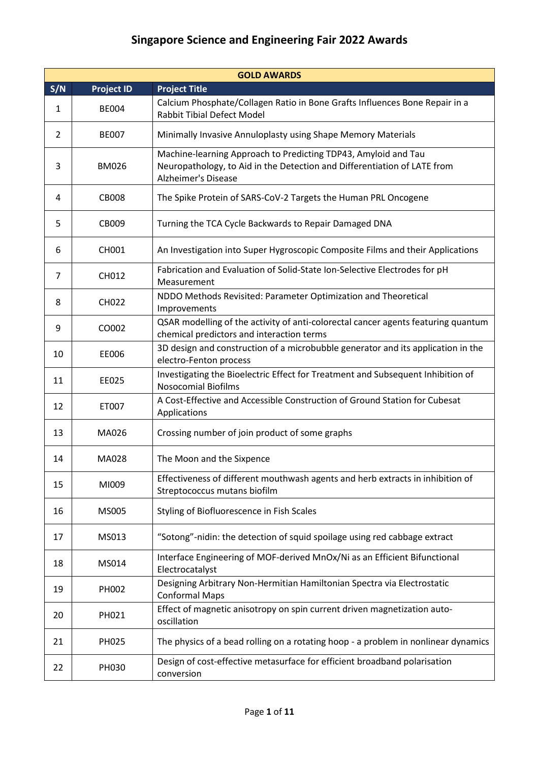# Singapore Science and Engineering Fair 2022 Awards

| GOLD AWARDS | | |
|---|---|---|
| **S/N** | **Project ID** | **Project Title** |
| 1 | BE004 | Calcium Phosphate/Collagen Ratio in Bone Grafts Influences Bone Repair in a Rabbit Tibial Defect Model |
| 2 | BE007 | Minimally Invasive Annuloplasty using Shape Memory Materials |
| 3 | BM026 | Machine-learning Approach to Predicting TDP43, Amyloid and Tau Neuropathology, to Aid in the Detection and Differentiation of LATE from Alzheimer's Disease |
| 4 | CB008 | The Spike Protein of SARS-CoV-2 Targets the Human PRL Oncogene |
| 5 | CB009 | Turning the TCA Cycle Backwards to Repair Damaged DNA |
| 6 | CH001 | An Investigation into Super Hygroscopic Composite Films and their Applications |
| 7 | CH012 | Fabrication and Evaluation of Solid-State Ion-Selective Electrodes for pH Measurement |
| 8 | CH022 | NDDO Methods Revisited: Parameter Optimization and Theoretical Improvements |
| 9 | CO002 | QSAR modelling of the activity of anti-colorectal cancer agents featuring quantum chemical predictors and interaction terms |
| 10 | EE006 | 3D design and construction of a microbubble generator and its application in the electro-Fenton process |
| 11 | EE025 | Investigating the Bioelectric Effect for Treatment and Subsequent Inhibition of Nosocomial Biofilms |
| 12 | ET007 | A Cost-Effective and Accessible Construction of Ground Station for Cubesat Applications |
| 13 | MA026 | Crossing number of join product of some graphs |
| 14 | MA028 | The Moon and the Sixpence |
| 15 | MI009 | Effectiveness of different mouthwash agents and herb extracts in inhibition of Streptococcus mutans biofilm |
| 16 | MS005 | Styling of Biofluorescence in Fish Scales |
| 17 | MS013 | “Sotong”-nidin: the detection of squid spoilage using red cabbage extract |
| 18 | MS014 | Interface Engineering of MOF-derived MnOx/Ni as an Efficient Bifunctional Electrocatalyst |
| 19 | PH002 | Designing Arbitrary Non-Hermitian Hamiltonian Spectra via Electrostatic Conformal Maps |
| 20 | PH021 | Effect of magnetic anisotropy on spin current driven magnetization auto-oscillation |
| 21 | PH025 | The physics of a bead rolling on a rotating hoop - a problem in nonlinear dynamics |
| 22 | PH030 | Design of cost-effective metasurface for efficient broadband polarisation conversion |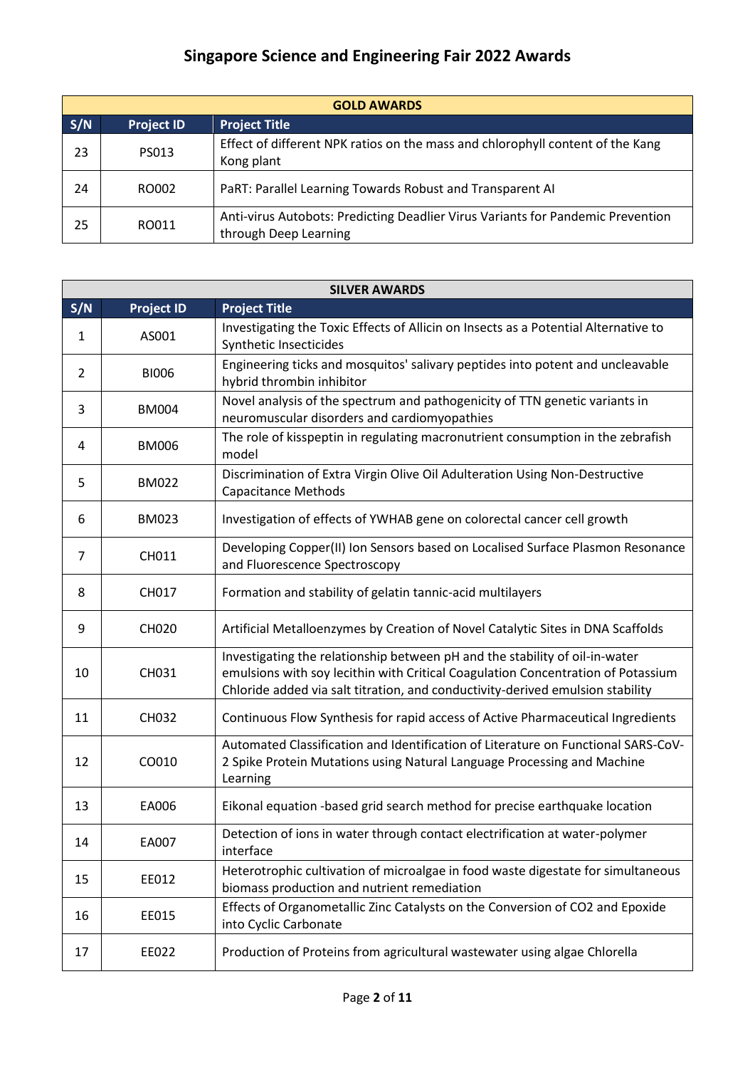# Singapore Science and Engineering Fair 2022 Awards

| GOLD AWARDS | | |
|---|---|---|
| **S/N** | **Project ID** | **Project Title** |
| 23 | PS013 | Effect of different NPK ratios on the mass and chlorophyll content of the Kang Kong plant |
| 24 | RO002 | PaRT: Parallel Learning Towards Robust and Transparent AI |
| 25 | RO011 | Anti-virus Autobots: Predicting Deadlier Virus Variants for Pandemic Prevention through Deep Learning |

| SILVER AWARDS | | |
|---|---|---|
| **S/N** | **Project ID** | **Project Title** |
| 1 | AS001 | Investigating the Toxic Effects of Allicin on Insects as a Potential Alternative to Synthetic Insecticides |
| 2 | BI006 | Engineering ticks and mosquitos' salivary peptides into potent and uncleavable hybrid thrombin inhibitor |
| 3 | BM004 | Novel analysis of the spectrum and pathogenicity of TTN genetic variants in neuromuscular disorders and cardiomyopathies |
| 4 | BM006 | The role of kisspeptin in regulating macronutrient consumption in the zebrafish model |
| 5 | BM022 | Discrimination of Extra Virgin Olive Oil Adulteration Using Non-Destructive Capacitance Methods |
| 6 | BM023 | Investigation of effects of YWHAB gene on colorectal cancer cell growth |
| 7 | CH011 | Developing Copper(II) Ion Sensors based on Localised Surface Plasmon Resonance and Fluorescence Spectroscopy |
| 8 | CH017 | Formation and stability of gelatin tannic-acid multilayers |
| 9 | CH020 | Artificial Metalloenzymes by Creation of Novel Catalytic Sites in DNA Scaffolds |
| 10 | CH031 | Investigating the relationship between pH and the stability of oil-in-water emulsions with soy lecithin with Critical Coagulation Concentration of Potassium Chloride added via salt titration, and conductivity-derived emulsion stability |
| 11 | CH032 | Continuous Flow Synthesis for rapid access of Active Pharmaceutical Ingredients |
| 12 | CO010 | Automated Classification and Identification of Literature on Functional SARS-CoV-2 Spike Protein Mutations using Natural Language Processing and Machine Learning |
| 13 | EA006 | Eikonal equation -based grid search method for precise earthquake location |
| 14 | EA007 | Detection of ions in water through contact electrification at water-polymer interface |
| 15 | EE012 | Heterotrophic cultivation of microalgae in food waste digestate for simultaneous biomass production and nutrient remediation |
| 16 | EE015 | Effects of Organometallic Zinc Catalysts on the Conversion of $CO_2$ and Epoxide into Cyclic Carbonate |
| 17 | EE022 | Production of Proteins from agricultural wastewater using algae Chlorella |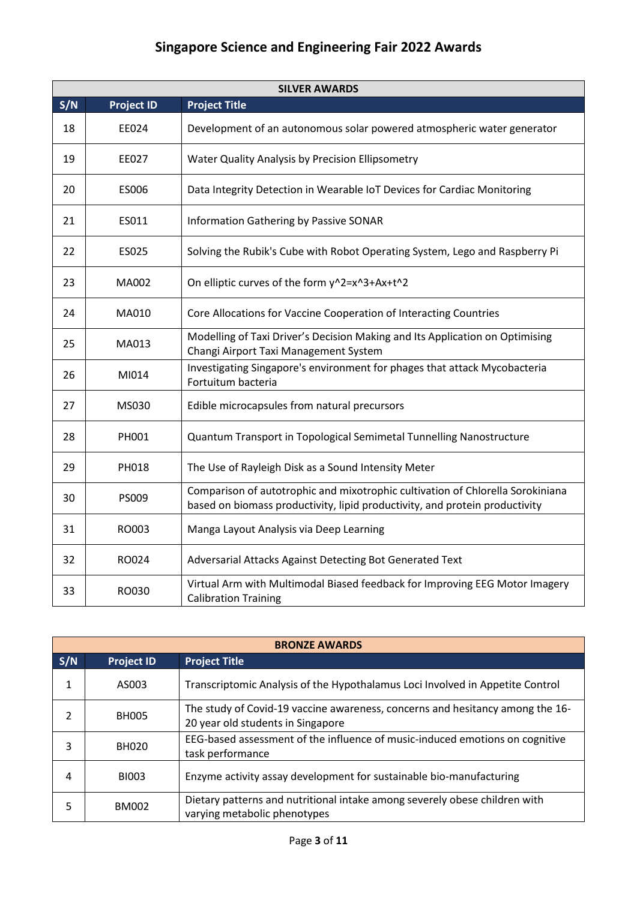# Singapore Science and Engineering Fair 2022 Awards

| SILVER AWARDS | | |
|---|---|---|
| **S/N** | **Project ID** | **Project Title** |
| 18 | EE024 | Development of an autonomous solar powered atmospheric water generator |
| 19 | EE027 | Water Quality Analysis by Precision Ellipsometry |
| 20 | ES006 | Data Integrity Detection in Wearable IoT Devices for Cardiac Monitoring |
| 21 | ES011 | Information Gathering by Passive SONAR |
| 22 | ES025 | Solving the Rubik's Cube with Robot Operating System, Lego and Raspberry Pi |
| 23 | MA002 | On elliptic curves of the form $y^2=x^3+Ax+t^2$ |
| 24 | MA010 | Core Allocations for Vaccine Cooperation of Interacting Countries |
| 25 | MA013 | Modelling of Taxi Driver's Decision Making and Its Application on Optimising Changi Airport Taxi Management System |
| 26 | MI014 | Investigating Singapore's environment for phages that attack Mycobacteria Fortuitum bacteria |
| 27 | MS030 | Edible microcapsules from natural precursors |
| 28 | PH001 | Quantum Transport in Topological Semimetal Tunnelling Nanostructure |
| 29 | PH018 | The Use of Rayleigh Disk as a Sound Intensity Meter |
| 30 | PS009 | Comparison of autotrophic and mixotrophic cultivation of Chlorella Sorokiniana based on biomass productivity, lipid productivity, and protein productivity |
| 31 | RO003 | Manga Layout Analysis via Deep Learning |
| 32 | RO024 | Adversarial Attacks Against Detecting Bot Generated Text |
| 33 | RO030 | Virtual Arm with Multimodal Biased feedback for Improving EEG Motor Imagery Calibration Training |

| BRONZE AWARDS | | |
|---|---|---|
| **S/N** | **Project ID** | **Project Title** |
| 1 | AS003 | Transcriptomic Analysis of the Hypothalamus Loci Involved in Appetite Control |
| 2 | BH005 | The study of Covid-19 vaccine awareness, concerns and hesitancy among the 16-20 year old students in Singapore |
| 3 | BH020 | EEG-based assessment of the influence of music-induced emotions on cognitive task performance |
| 4 | BI003 | Enzyme activity assay development for sustainable bio-manufacturing |
| 5 | BM002 | Dietary patterns and nutritional intake among severely obese children with varying metabolic phenotypes |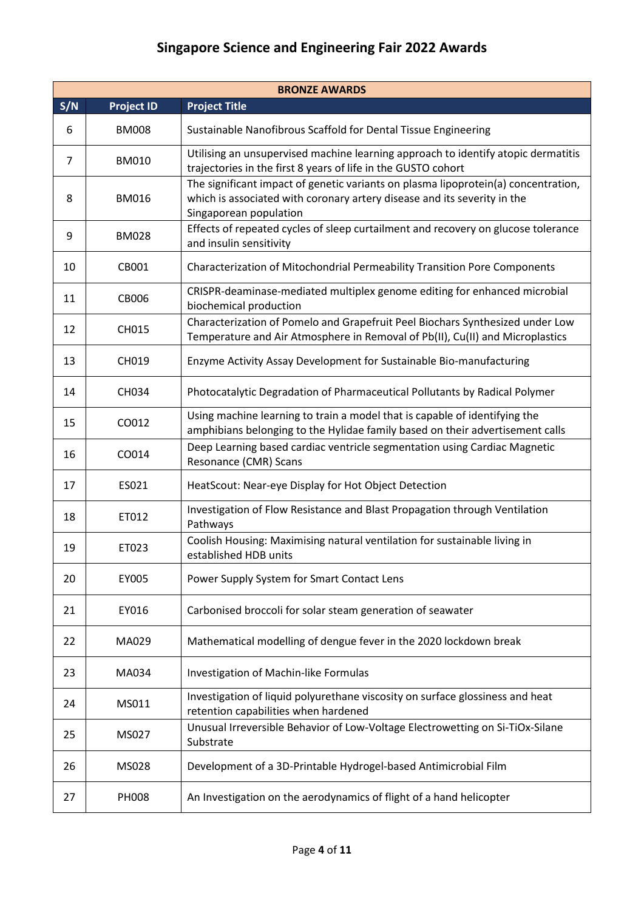# Singapore Science and Engineering Fair 2022 Awards

| BRONZE AWARDS | | |
|---|---|---|
| **S/N** | **Project ID** | **Project Title** |
| 6 | BM008 | Sustainable Nanofibrous Scaffold for Dental Tissue Engineering |
| 7 | BM010 | Utilising an unsupervised machine learning approach to identify atopic dermatitis trajectories in the first 8 years of life in the GUSTO cohort |
| 8 | BM016 | The significant impact of genetic variants on plasma lipoprotein(a) concentration, which is associated with coronary artery disease and its severity in the Singaporean population |
| 9 | BM028 | Effects of repeated cycles of sleep curtailment and recovery on glucose tolerance and insulin sensitivity |
| 10 | CB001 | Characterization of Mitochondrial Permeability Transition Pore Components |
| 11 | CB006 | CRISPR-deaminase-mediated multiplex genome editing for enhanced microbial biochemical production |
| 12 | CH015 | Characterization of Pomelo and Grapefruit Peel Biochars Synthesized under Low Temperature and Air Atmosphere in Removal of Pb(II), Cu(II) and Microplastics |
| 13 | CH019 | Enzyme Activity Assay Development for Sustainable Bio-manufacturing |
| 14 | CH034 | Photocatalytic Degradation of Pharmaceutical Pollutants by Radical Polymer |
| 15 | CO012 | Using machine learning to train a model that is capable of identifying the amphibians belonging to the Hylidae family based on their advertisement calls |
| 16 | CO014 | Deep Learning based cardiac ventricle segmentation using Cardiac Magnetic Resonance (CMR) Scans |
| 17 | ES021 | HeatScout: Near-eye Display for Hot Object Detection |
| 18 | ET012 | Investigation of Flow Resistance and Blast Propagation through Ventilation Pathways |
| 19 | ET023 | Coolish Housing: Maximising natural ventilation for sustainable living in established HDB units |
| 20 | EY005 | Power Supply System for Smart Contact Lens |
| 21 | EY016 | Carbonised broccoli for solar steam generation of seawater |
| 22 | MA029 | Mathematical modelling of dengue fever in the 2020 lockdown break |
| 23 | MA034 | Investigation of Machin-like Formulas |
| 24 | MS011 | Investigation of liquid polyurethane viscosity on surface glossiness and heat retention capabilities when hardened |
| 25 | MS027 | Unusual Irreversible Behavior of Low-Voltage Electrowetting on Si-TiOx-Silane Substrate |
| 26 | MS028 | Development of a 3D-Printable Hydrogel-based Antimicrobial Film |
| 27 | PH008 | An Investigation on the aerodynamics of flight of a hand helicopter |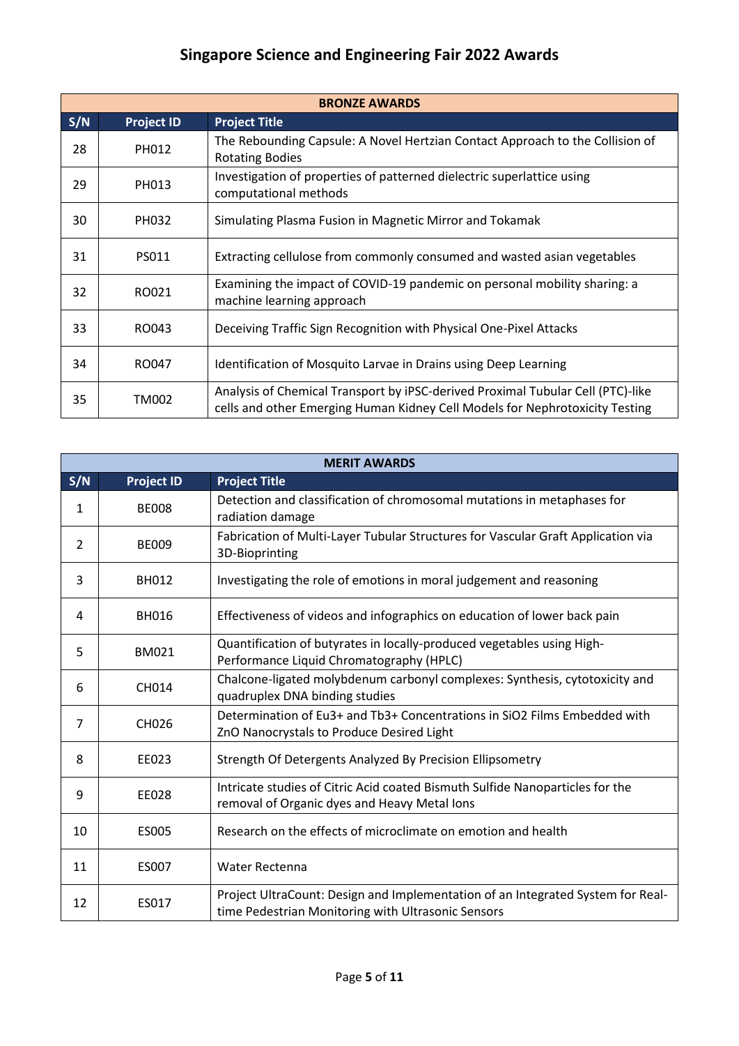# Singapore Science and Engineering Fair 2022 Awards

| BRONZE AWARDS | | |
|---|---|---|
| **S/N** | **Project ID** | **Project Title** |
| 28 | PH012 | The Rebounding Capsule: A Novel Hertzian Contact Approach to the Collision of Rotating Bodies |
| 29 | PH013 | Investigation of properties of patterned dielectric superlattice using computational methods |
| 30 | PH032 | Simulating Plasma Fusion in Magnetic Mirror and Tokamak |
| 31 | PS011 | Extracting cellulose from commonly consumed and wasted asian vegetables |
| 32 | RO021 | Examining the impact of COVID-19 pandemic on personal mobility sharing: a machine learning approach |
| 33 | RO043 | Deceiving Traffic Sign Recognition with Physical One-Pixel Attacks |
| 34 | RO047 | Identification of Mosquito Larvae in Drains using Deep Learning |
| 35 | TM002 | Analysis of Chemical Transport by iPSC-derived Proximal Tubular Cell (PTC)-like cells and other Emerging Human Kidney Cell Models for Nephrotoxicity Testing |

| MERIT AWARDS | | |
|---|---|---|
| **S/N** | **Project ID** | **Project Title** |
| 1 | BE008 | Detection and classification of chromosomal mutations in metaphases for radiation damage |
| 2 | BE009 | Fabrication of Multi-Layer Tubular Structures for Vascular Graft Application via 3D-Bioprinting |
| 3 | BH012 | Investigating the role of emotions in moral judgement and reasoning |
| 4 | BH016 | Effectiveness of videos and infographics on education of lower back pain |
| 5 | BM021 | Quantification of butyrates in locally-produced vegetables using High-Performance Liquid Chromatography (HPLC) |
| 6 | CH014 | Chalcone-ligated molybdenum carbonyl complexes: Synthesis, cytotoxicity and quadruplex DNA binding studies |
| 7 | CH026 | Determination of $Eu^{3+}$ and $Tb^{3+}$ Concentrations in $SiO_2$ Films Embedded with ZnO Nanocrystals to Produce Desired Light |
| 8 | EE023 | Strength Of Detergents Analyzed By Precision Ellipsometry |
| 9 | EE028 | Intricate studies of Citric Acid coated Bismuth Sulfide Nanoparticles for the removal of Organic dyes and Heavy Metal Ions |
| 10 | ES005 | Research on the effects of microclimate on emotion and health |
| 11 | ES007 | Water Rectenna |
| 12 | ES017 | Project UltraCount: Design and Implementation of an Integrated System for Real-time Pedestrian Monitoring with Ultrasonic Sensors |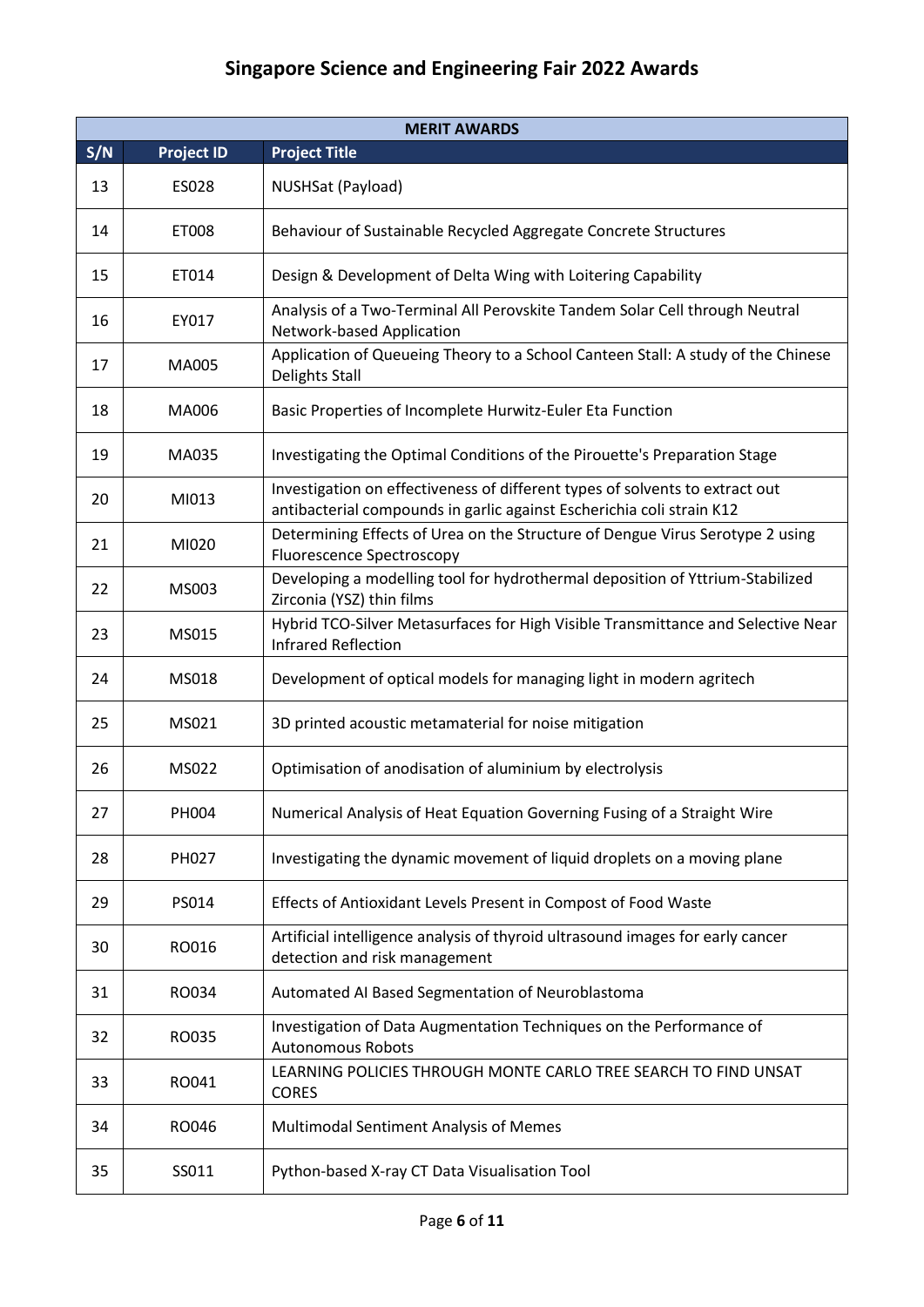# Singapore Science and Engineering Fair 2022 Awards

| MERIT AWARDS | | |
|---|---|---|
| **S/N** | **Project ID** | **Project Title** |
| 13 | ES028 | NUSHSat (Payload) |
| 14 | ET008 | Behaviour of Sustainable Recycled Aggregate Concrete Structures |
| 15 | ET014 | Design & Development of Delta Wing with Loitering Capability |
| 16 | EY017 | Analysis of a Two-Terminal All Perovskite Tandem Solar Cell through Neutral Network-based Application |
| 17 | MA005 | Application of Queueing Theory to a School Canteen Stall: A study of the Chinese Delights Stall |
| 18 | MA006 | Basic Properties of Incomplete Hurwitz-Euler Eta Function |
| 19 | MA035 | Investigating the Optimal Conditions of the Pirouette's Preparation Stage |
| 20 | MI013 | Investigation on effectiveness of different types of solvents to extract out antibacterial compounds in garlic against Escherichia coli strain K12 |
| 21 | MI020 | Determining Effects of Urea on the Structure of Dengue Virus Serotype 2 using Fluorescence Spectroscopy |
| 22 | MS003 | Developing a modelling tool for hydrothermal deposition of Yttrium-Stabilized Zirconia (YSZ) thin films |
| 23 | MS015 | Hybrid TCO-Silver Metasurfaces for High Visible Transmittance and Selective Near Infrared Reflection |
| 24 | MS018 | Development of optical models for managing light in modern agritech |
| 25 | MS021 | 3D printed acoustic metamaterial for noise mitigation |
| 26 | MS022 | Optimisation of anodisation of aluminium by electrolysis |
| 27 | PH004 | Numerical Analysis of Heat Equation Governing Fusing of a Straight Wire |
| 28 | PH027 | Investigating the dynamic movement of liquid droplets on a moving plane |
| 29 | PS014 | Effects of Antioxidant Levels Present in Compost of Food Waste |
| 30 | RO016 | Artificial intelligence analysis of thyroid ultrasound images for early cancer detection and risk management |
| 31 | RO034 | Automated AI Based Segmentation of Neuroblastoma |
| 32 | RO035 | Investigation of Data Augmentation Techniques on the Performance of Autonomous Robots |
| 33 | RO041 | LEARNING POLICIES THROUGH MONTE CARLO TREE SEARCH TO FIND UNSAT CORES |
| 34 | RO046 | Multimodal Sentiment Analysis of Memes |
| 35 | SS011 | Python-based X-ray CT Data Visualisation Tool |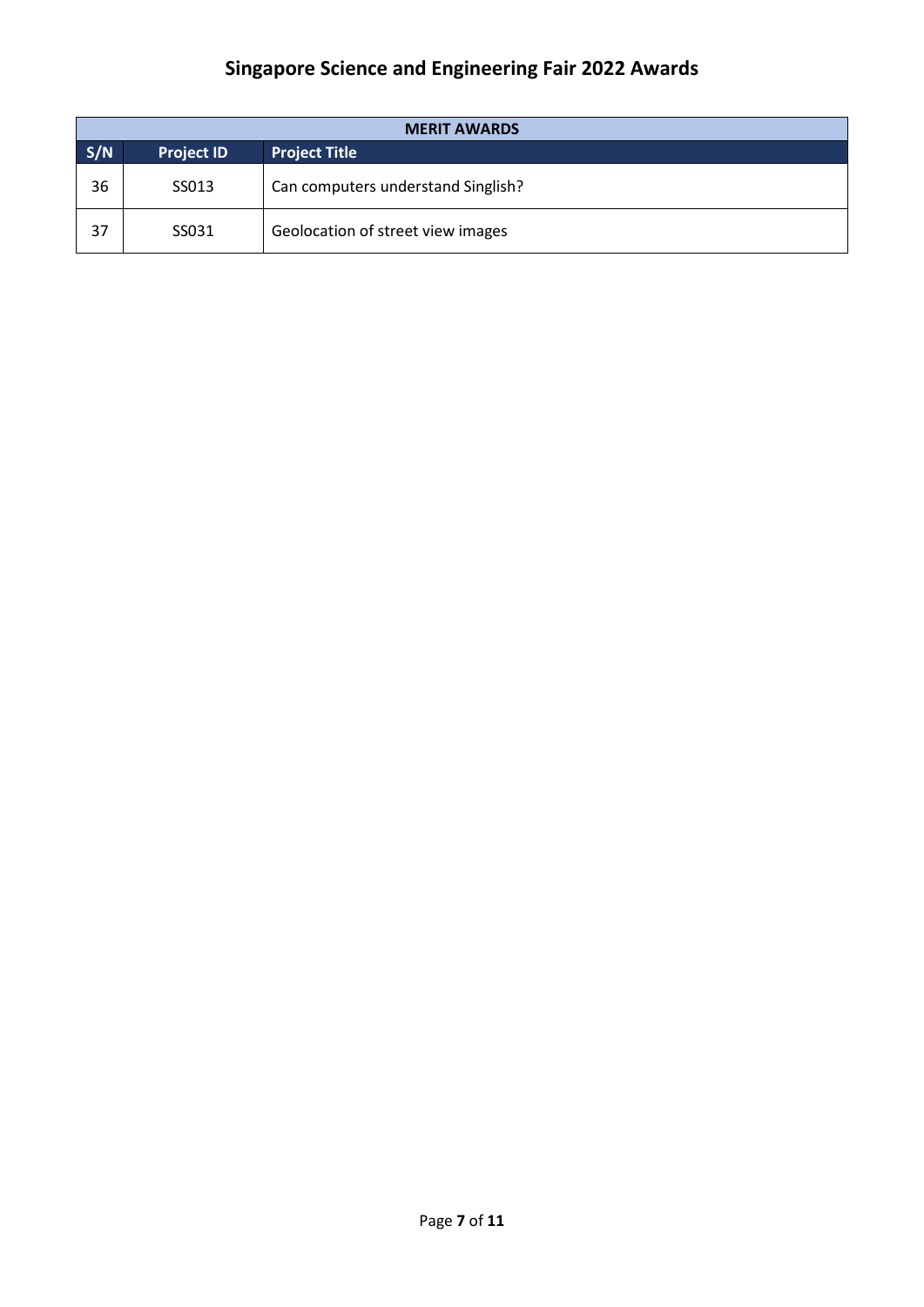# Singapore Science and Engineering Fair 2022 Awards

| MERIT AWARDS | | |
|---|---|---|
| S/N | Project ID | Project Title |
| 36 | SS013 | Can computers understand Singlish? |
| 37 | SS031 | Geolocation of street view images |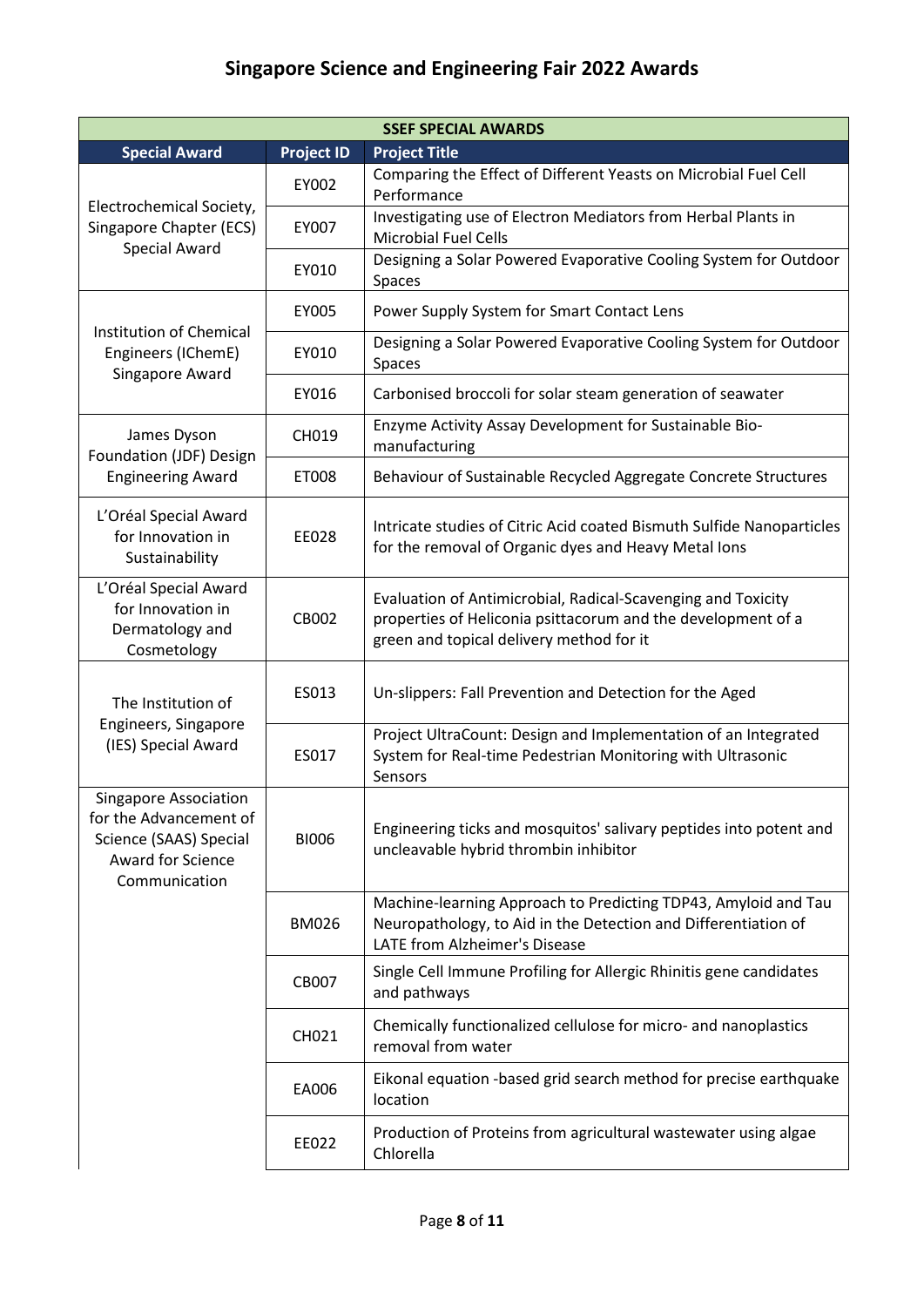# Singapore Science and Engineering Fair 2022 Awards

| SSEF SPECIAL AWARDS | | |
|---|---|---|
| **Special Award** | **Project ID** | **Project Title** |
| Electrochemical Society, Singapore Chapter (ECS) Special Award | EY002 | Comparing the Effect of Different Yeasts on Microbial Fuel Cell Performance |
| | EY007 | Investigating use of Electron Mediators from Herbal Plants in Microbial Fuel Cells |
| | EY010 | Designing a Solar Powered Evaporative Cooling System for Outdoor Spaces |
| Institution of Chemical Engineers (IChemE) Singapore Award | EY005 | Power Supply System for Smart Contact Lens |
| | EY010 | Designing a Solar Powered Evaporative Cooling System for Outdoor Spaces |
| | EY016 | Carbonised broccoli for solar steam generation of seawater |
| James Dyson Foundation (JDF) Design Engineering Award | CH019 | Enzyme Activity Assay Development for Sustainable Bio-manufacturing |
| | ET008 | Behaviour of Sustainable Recycled Aggregate Concrete Structures |
| L'Oréal Special Award for Innovation in Sustainability | EE028 | Intricate studies of Citric Acid coated Bismuth Sulfide Nanoparticles for the removal of Organic dyes and Heavy Metal Ions |
| L'Oréal Special Award for Innovation in Dermatology and Cosmetology | CB002 | Evaluation of Antimicrobial, Radical-Scavenging and Toxicity properties of Heliconia psittacorum and the development of a green and topical delivery method for it |
| The Institution of Engineers, Singapore (IES) Special Award | ES013 | Un-slippers: Fall Prevention and Detection for the Aged |
| | ES017 | Project UltraCount: Design and Implementation of an Integrated System for Real-time Pedestrian Monitoring with Ultrasonic Sensors |
| Singapore Association for the Advancement of Science (SAAS) Special Award for Science Communication | BI006 | Engineering ticks and mosquitos' salivary peptides into potent and uncleavable hybrid thrombin inhibitor |
| | BM026 | Machine-learning Approach to Predicting TDP43, Amyloid and Tau Neuropathology, to Aid in the Detection and Differentiation of LATE from Alzheimer's Disease |
| | CB007 | Single Cell Immune Profiling for Allergic Rhinitis gene candidates and pathways |
| | CH021 | Chemically functionalized cellulose for micro- and nanoplastics removal from water |
| | EA006 | Eikonal equation -based grid search method for precise earthquake location |
| | EE022 | Production of Proteins from agricultural wastewater using algae Chlorella |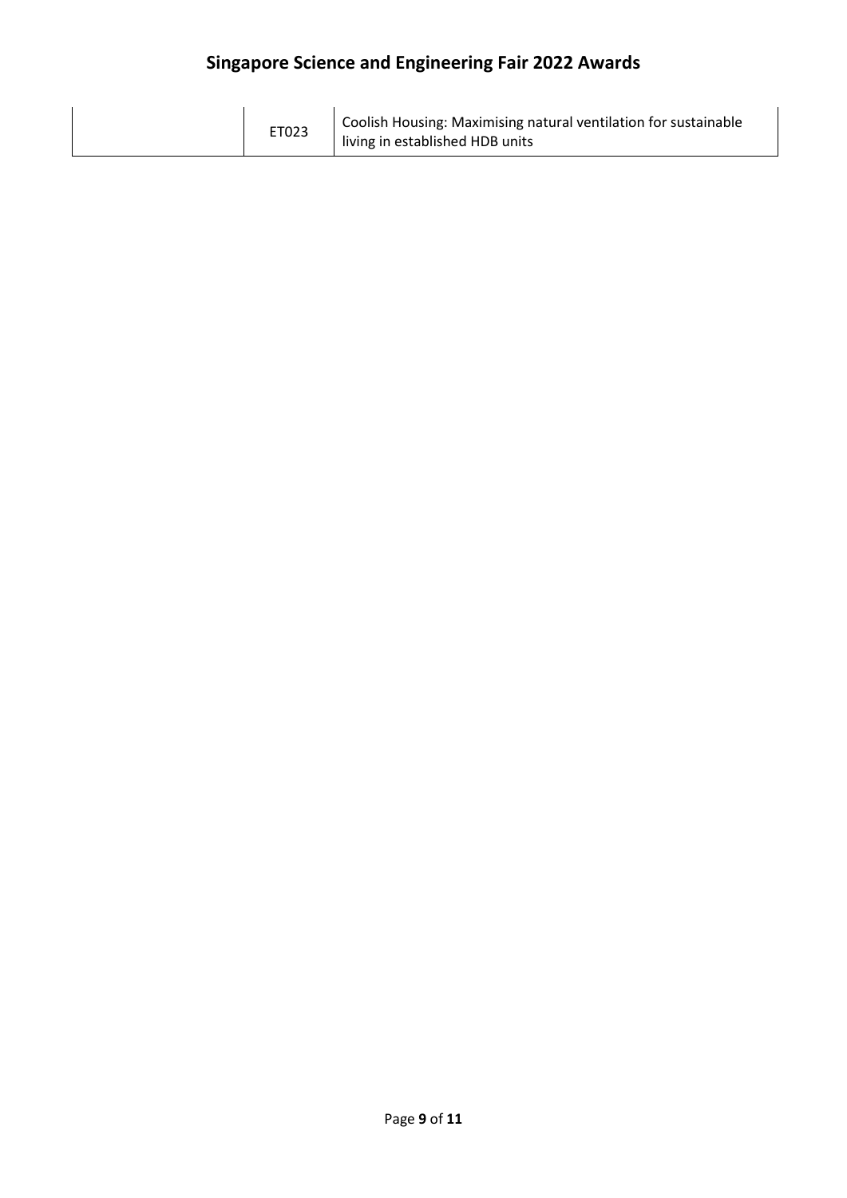| | | |
|---|---|---|
| | ET023 | Coolish Housing: Maximising natural ventilation for sustainable living in established HDB units |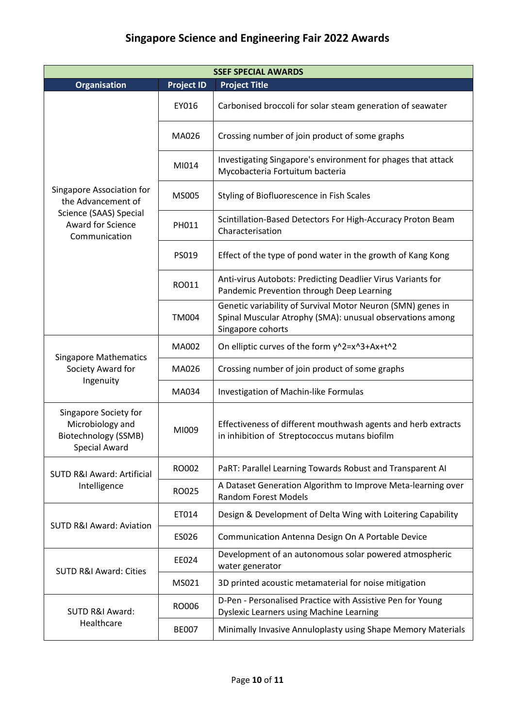# Singapore Science and Engineering Fair 2022 Awards

| SSEF SPECIAL AWARDS | | |
|---|---|---|
| **Organisation** | **Project ID** | **Project Title** |
| Singapore Association for the Advancement of Science (SAAS) Special Award for Science Communication | EY016 | Carbonised broccoli for solar steam generation of seawater |
| | MA026 | Crossing number of join product of some graphs |
| | MI014 | Investigating Singapore's environment for phages that attack Mycobacteria Fortuitum bacteria |
| | MS005 | Styling of Biofluorescence in Fish Scales |
| | PH011 | Scintillation-Based Detectors For High-Accuracy Proton Beam Characterisation |
| | PS019 | Effect of the type of pond water in the growth of Kang Kong |
| | RO011 | Anti-virus Autobots: Predicting Deadlier Virus Variants for Pandemic Prevention through Deep Learning |
| | TM004 | Genetic variability of Survival Motor Neuron (SMN) genes in Spinal Muscular Atrophy (SMA): unusual observations among Singapore cohorts |
| Singapore Mathematics Society Award for Ingenuity | MA002 | On elliptic curves of the form $y^2=x^3+Ax+t^2$ |
| | MA026 | Crossing number of join product of some graphs |
| | MA034 | Investigation of Machin-like Formulas |
| Singapore Society for Microbiology and Biotechnology (SSMB) Special Award | MI009 | Effectiveness of different mouthwash agents and herb extracts in inhibition of Streptococcus mutans biofilm |
| SUTD R&I Award: Artificial Intelligence | RO002 | PaRT: Parallel Learning Towards Robust and Transparent AI |
| | RO025 | A Dataset Generation Algorithm to Improve Meta-learning over Random Forest Models |
| SUTD R&I Award: Aviation | ET014 | Design & Development of Delta Wing with Loitering Capability |
| | ES026 | Communication Antenna Design On A Portable Device |
| SUTD R&I Award: Cities | EE024 | Development of an autonomous solar powered atmospheric water generator |
| | MS021 | 3D printed acoustic metamaterial for noise mitigation |
| SUTD R&I Award: Healthcare | RO006 | D-Pen - Personalised Practice with Assistive Pen for Young Dyslexic Learners using Machine Learning |
| | BE007 | Minimally Invasive Annuloplasty using Shape Memory Materials |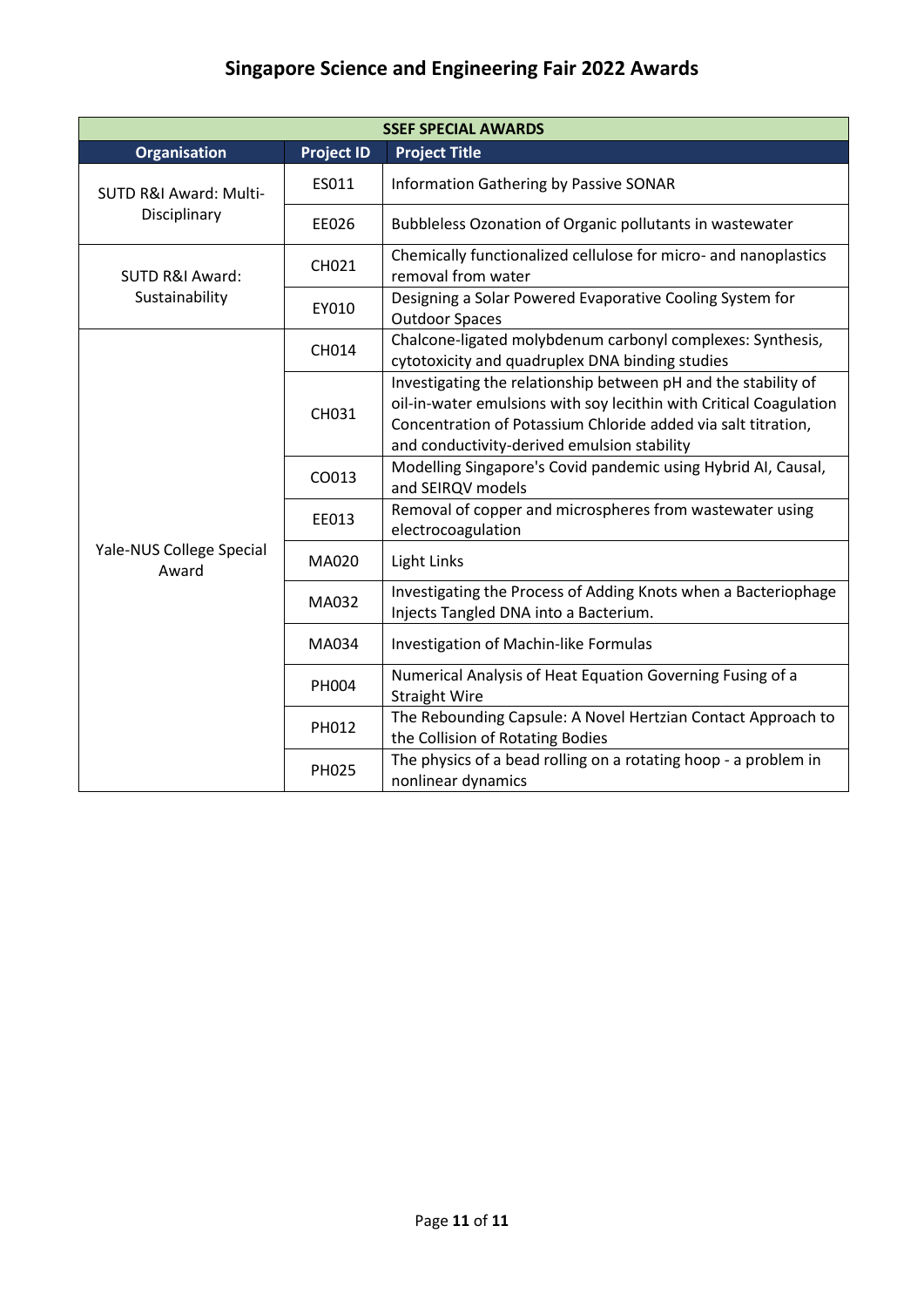# Singapore Science and Engineering Fair 2022 Awards

| SSEF SPECIAL AWARDS | | |
|---|---|---|
| **Organisation** | **Project ID** | **Project Title** |
| SUTD R&I Award: Multi-Disciplinary | ES011 | Information Gathering by Passive SONAR |
| | EE026 | Bubbleless Ozonation of Organic pollutants in wastewater |
| SUTD R&I Award: Sustainability | CH021 | Chemically functionalized cellulose for micro- and nanoplastics removal from water |
| | EY010 | Designing a Solar Powered Evaporative Cooling System for Outdoor Spaces |
| Yale-NUS College Special Award | CH014 | Chalcone-ligated molybdenum carbonyl complexes: Synthesis, cytotoxicity and quadruplex DNA binding studies |
| | CH031 | Investigating the relationship between pH and the stability of oil-in-water emulsions with soy lecithin with Critical Coagulation Concentration of Potassium Chloride added via salt titration, and conductivity-derived emulsion stability |
| | CO013 | Modelling Singapore's Covid pandemic using Hybrid AI, Causal, and SEIRQV models |
| | EE013 | Removal of copper and microspheres from wastewater using electrocoagulation |
| | MA020 | Light Links |
| | MA032 | Investigating the Process of Adding Knots when a Bacteriophage Injects Tangled DNA into a Bacterium. |
| | MA034 | Investigation of Machin-like Formulas |
| | PH004 | Numerical Analysis of Heat Equation Governing Fusing of a Straight Wire |
| | PH012 | The Rebounding Capsule: A Novel Hertzian Contact Approach to the Collision of Rotating Bodies |
| | PH025 | The physics of a bead rolling on a rotating hoop - a problem in nonlinear dynamics |